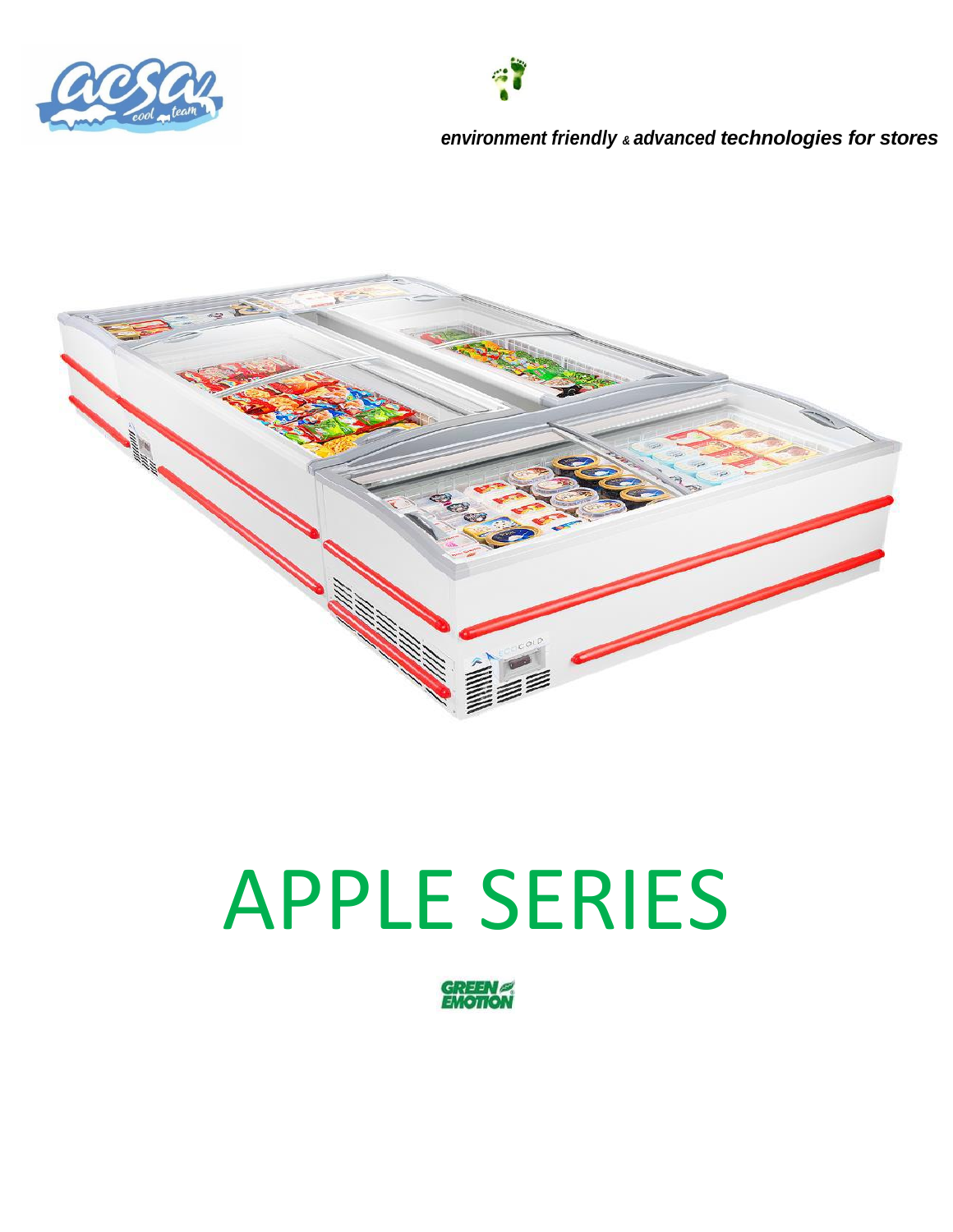*environment friendly & advanced technologies for stores*

# APPLE SERIES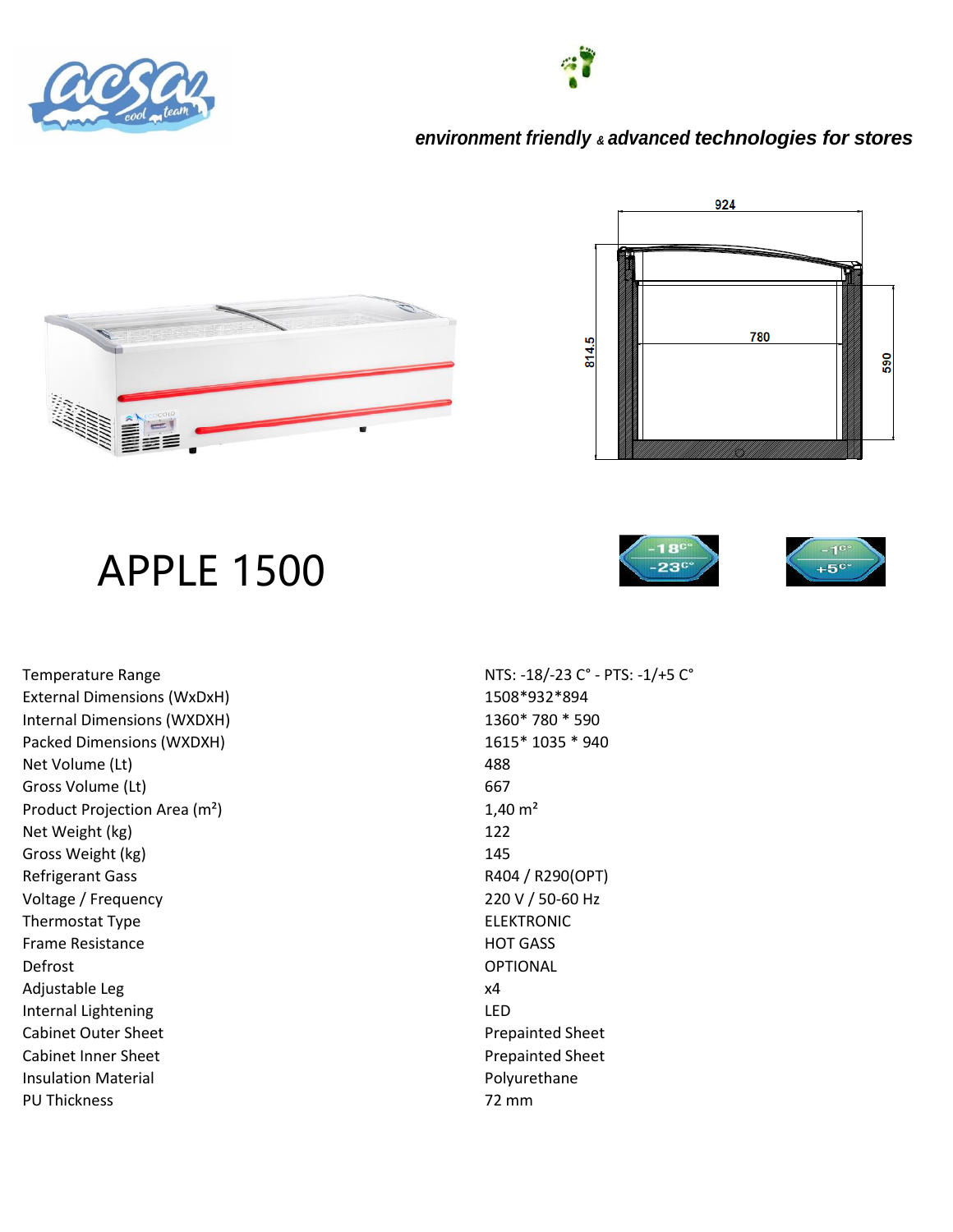*environment friendly & advanced technologies for stores*

# APPLE 1500

| | |
|---|---|
| Temperature Range | NTS: -18/-23 C° - PTS: -1/+5 C° |
| External Dimensions (WxDxH) | 1508*932*894 |
| Internal Dimensions (WXDXH) | 1360* 780 * 590 |
| Packed Dimensions (WXDXH) | 1615* 1035 * 940 |
| Net Volume (Lt) | 488 |
| Gross Volume (Lt) | 667 |
| Product Projection Area (m²) | 1,40 m² |
| Net Weight (kg) | 122 |
| Gross Weight (kg) | 145 |
| Refrigerant Gass | R404 / R290(OPT) |
| Voltage / Frequency | 220 V / 50-60 Hz |
| Thermostat Type | ELEKTRONIC |
| Frame Resistance | HOT GASS |
| Defrost | OPTIONAL |
| Adjustable Leg | x4 |
| Internal Lightening | LED |
| Cabinet Outer Sheet | Prepainted Sheet |
| Cabinet Inner Sheet | Prepainted Sheet |
| Insulation Material | Polyurethane |
| PU Thickness | 72 mm |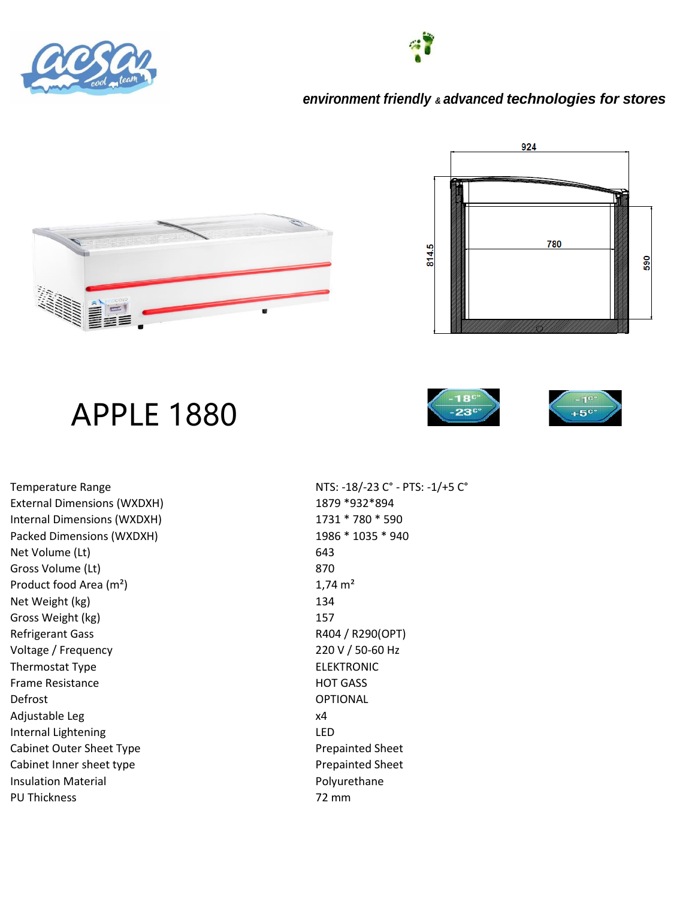*environment friendly & advanced technologies for stores*

# APPLE 1880

| | |
|---|---|
| Temperature Range | NTS: -18/-23 C° - PTS: -1/+5 C° |
| External Dimensions (WXDXH) | 1879 *932*894 |
| Internal Dimensions (WXDXH) | 1731 * 780 * 590 |
| Packed Dimensions (WXDXH) | 1986 * 1035 * 940 |
| Net Volume (Lt) | 643 |
| Gross Volume (Lt) | 870 |
| Product food Area ($m^2$) | 1,74 $m^2$ |
| Net Weight (kg) | 134 |
| Gross Weight (kg) | 157 |
| Refrigerant Gass | R404 / R290(OPT) |
| Voltage / Frequency | 220 V / 50-60 Hz |
| Thermostat Type | ELEKTRONIC |
| Frame Resistance | HOT GASS |
| Defrost | OPTIONAL |
| Adjustable Leg | x4 |
| Internal Lightening | LED |
| Cabinet Outer Sheet Type | Prepainted Sheet |
| Cabinet Inner sheet type | Prepainted Sheet |
| Insulation Material | Polyurethane |
| PU Thickness | 72 mm |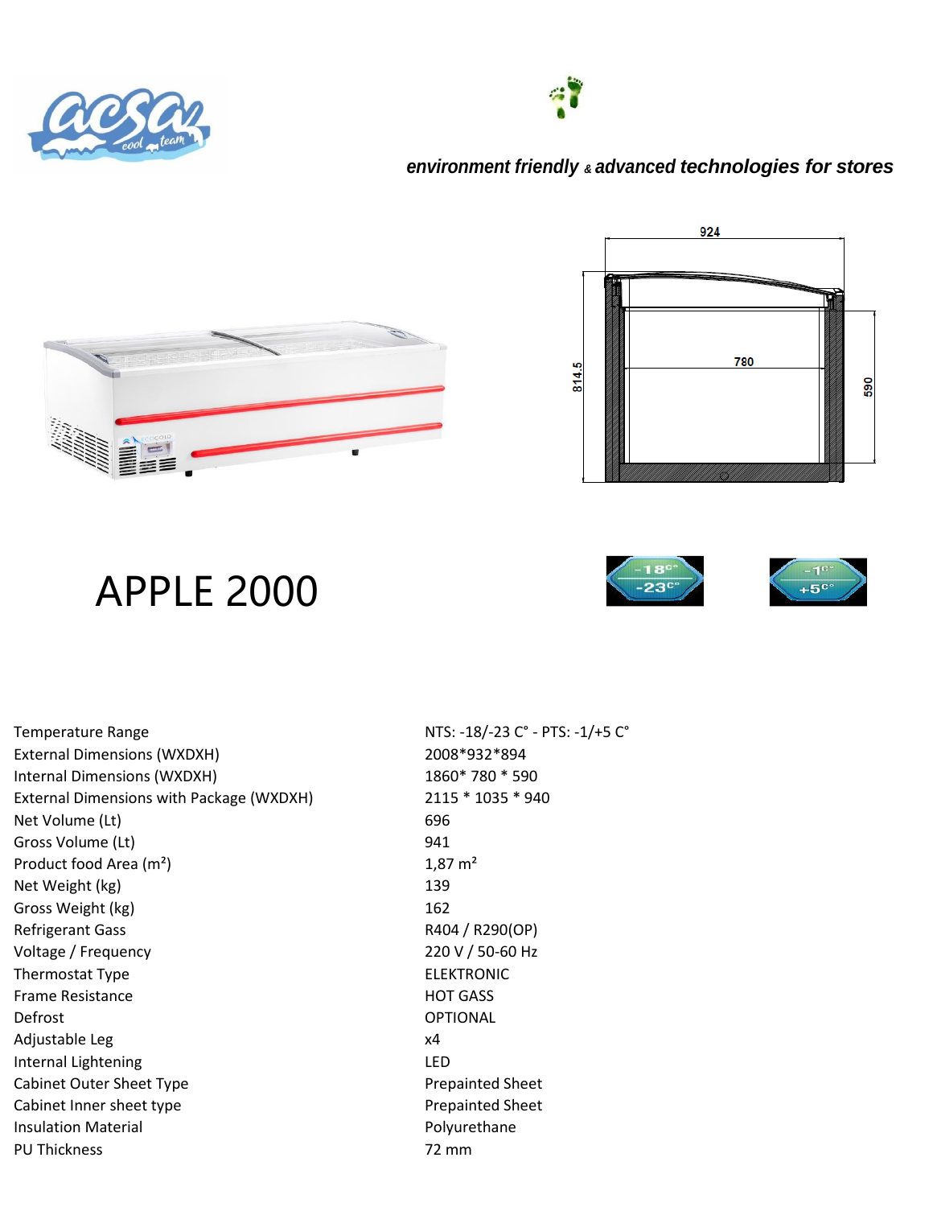*environment friendly & advanced technologies for stores*

# APPLE 2000

| | |
|---|---|
| Temperature Range | NTS: -18/-23 C° - PTS: -1/+5 C° |
| External Dimensions (WXDXH) | 2008*932*894 |
| Internal Dimensions (WXDXH) | 1860* 780 * 590 |
| External Dimensions with Package (WXDXH) | 2115 * 1035 * 940 |
| Net Volume (Lt) | 696 |
| Gross Volume (Lt) | 941 |
| Product food Area (m²) | 1,87 m² |
| Net Weight (kg) | 139 |
| Gross Weight (kg) | 162 |
| Refrigerant Gass | R404 / R290(OP) |
| Voltage / Frequency | 220 V / 50-60 Hz |
| Thermostat Type | ELEKTRONIC |
| Frame Resistance | HOT GASS |
| Defrost | OPTIONAL |
| Adjustable Leg | x4 |
| Internal Lightening | LED |
| Cabinet Outer Sheet Type | Prepainted Sheet |
| Cabinet Inner sheet type | Prepainted Sheet |
| Insulation Material | Polyurethane |
| PU Thickness | 72 mm |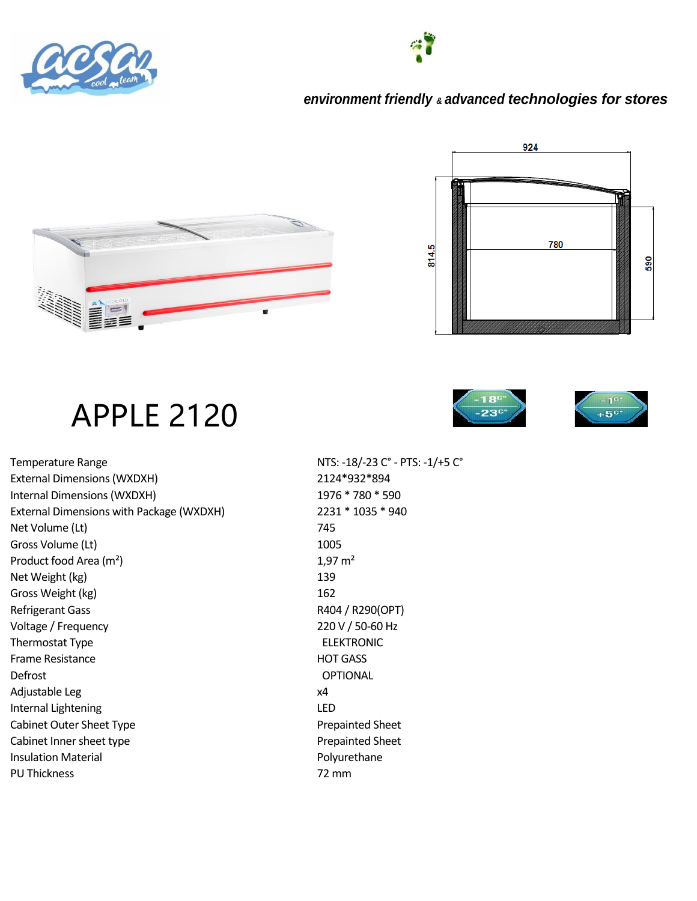*environment friendly & advanced technologies for stores*

# APPLE 2120

| | |
|---|---|
| Temperature Range | NTS: -18/-23 C° - PTS: -1/+5 C° |
| External Dimensions (WXDXH) | 2124*932*894 |
| Internal Dimensions (WXDXH) | 1976 * 780 * 590 |
| External Dimensions with Package (WXDXH) | 2231 * 1035 * 940 |
| Net Volume (Lt) | 745 |
| Gross Volume (Lt) | 1005 |
| Product food Area (m²) | 1,97 m² |
| Net Weight (kg) | 139 |
| Gross Weight (kg) | 162 |
| Refrigerant Gass | R404 / R290(OPT) |
| Voltage / Frequency | 220 V / 50-60 Hz |
| Thermostat Type | ELEKTRONIC |
| Frame Resistance | HOT GASS |
| Defrost | OPTIONAL |
| Adjustable Leg | x4 |
| Internal Lightening | LED |
| Cabinet Outer Sheet Type | Prepainted Sheet |
| Cabinet Inner sheet type | Prepainted Sheet |
| Insulation Material | Polyurethane |
| PU Thickness | 72 mm |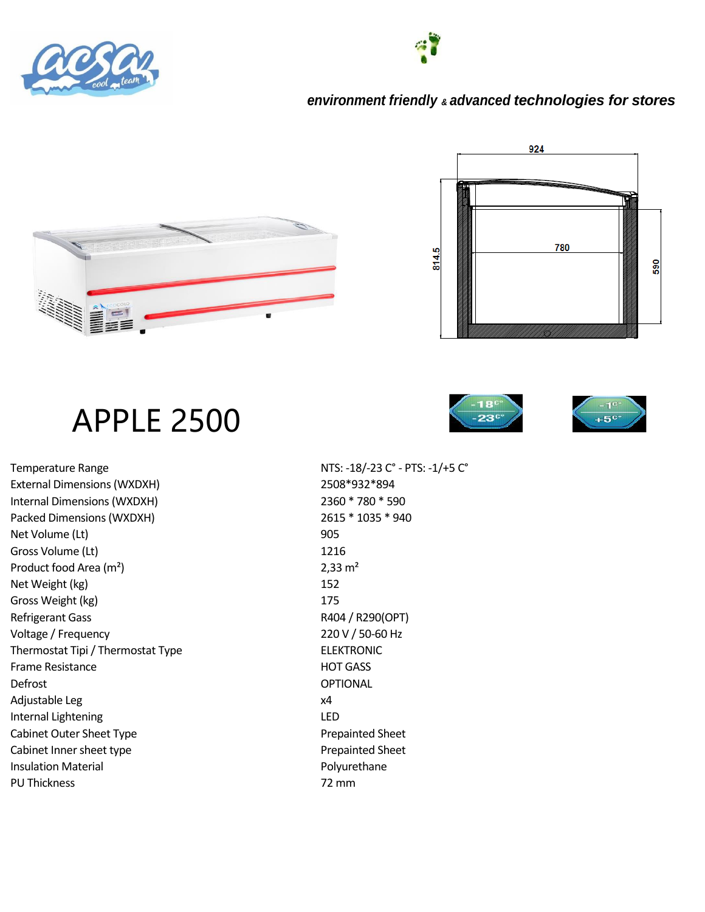*environment friendly & advanced technologies for stores*

# APPLE 2500

| | |
|---|---|
| Temperature Range | NTS: -18/-23 C° - PTS: -1/+5 C° |
| External Dimensions (WXDXH) | 2508*932*894 |
| Internal Dimensions (WXDXH) | 2360 * 780 * 590 |
| Packed Dimensions (WXDXH) | 2615 * 1035 * 940 |
| Net Volume (Lt) | 905 |
| Gross Volume (Lt) | 1216 |
| Product food Area ($m^2$) | 2,33 $m^2$ |
| Net Weight (kg) | 152 |
| Gross Weight (kg) | 175 |
| Refrigerant Gass | R404 / R290(OPT) |
| Voltage / Frequency | 220 V / 50-60 Hz |
| Thermostat Tipi / Thermostat Type | ELEKTRONIC |
| Frame Resistance | HOT GASS |
| Defrost | OPTIONAL |
| Adjustable Leg | x4 |
| Internal Lightening | LED |
| Cabinet Outer Sheet Type | Prepainted Sheet |
| Cabinet Inner sheet type | Prepainted Sheet |
| Insulation Material | Polyurethane |
| PU Thickness | 72 mm |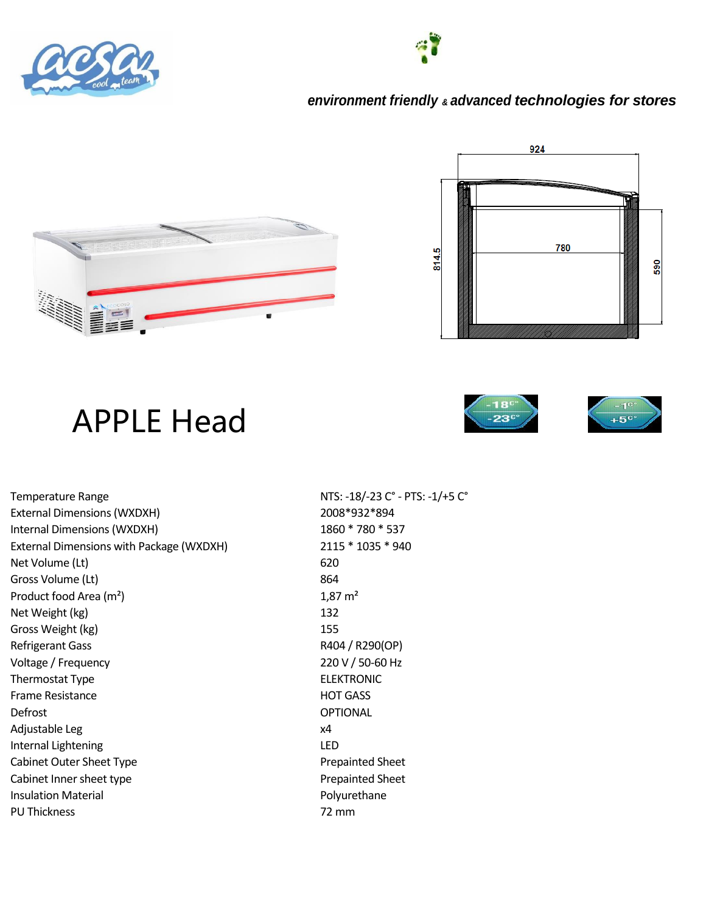*environment friendly & advanced technologies for stores*

924

814.5

780

590

# APPLE Head

-18C° -23C°

-1C° +5C°

| | |
|---|---|
| Temperature Range | NTS: -18/-23 C° - PTS: -1/+5 C° |
| External Dimensions (WXDXH) | 2008*932*894 |
| Internal Dimensions (WXDXH) | 1860 * 780 * 537 |
| External Dimensions with Package (WXDXH) | 2115 * 1035 * 940 |
| Net Volume (Lt) | 620 |
| Gross Volume (Lt) | 864 |
| Product food Area (m²) | 1,87 m² |
| Net Weight (kg) | 132 |
| Gross Weight (kg) | 155 |
| Refrigerant Gass | R404 / R290(OP) |
| Voltage / Frequency | 220 V / 50-60 Hz |
| Thermostat Type | ELEKTRONIC |
| Frame Resistance | HOT GASS |
| Defrost | OPTIONAL |
| Adjustable Leg | x4 |
| Internal Lightening | LED |
| Cabinet Outer Sheet Type | Prepainted Sheet |
| Cabinet Inner sheet type | Prepainted Sheet |
| Insulation Material | Polyurethane |
| PU Thickness | 72 mm |